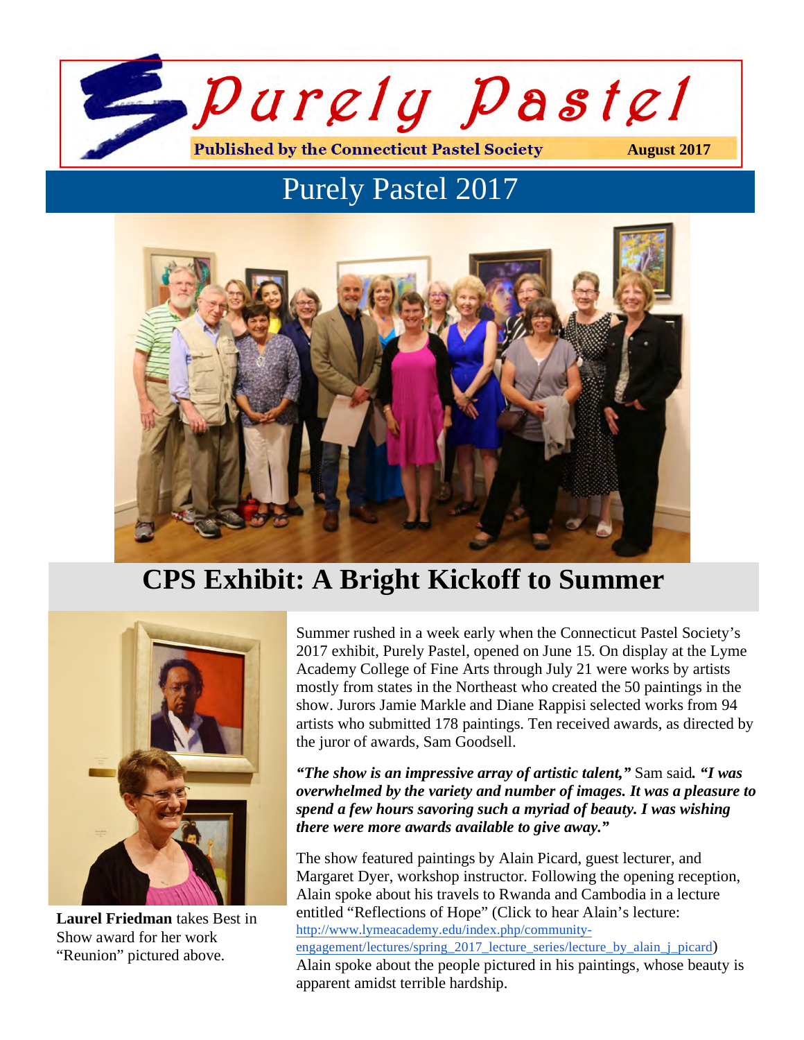# Purely Pastel

**Published by the Connecticut Pastel Society** **August 2017**

## Purely Pastel 2017

## CPS Exhibit: A Bright Kickoff to Summer

**Laurel Friedman** takes Best in Show award for her work "Reunion" pictured above.

Summer rushed in a week early when the Connecticut Pastel Society's 2017 exhibit, Purely Pastel, opened on June 15. On display at the Lyme Academy College of Fine Arts through July 21 were works by artists mostly from states in the Northeast who created the 50 paintings in the show. Jurors Jamie Markle and Diane Rappisi selected works from 94 artists who submitted 178 paintings. Ten received awards, as directed by the juror of awards, Sam Goodsell.

***"The show is an impressive array of artistic talent,"*** Sam said***. "I was overwhelmed by the variety and number of images. It was a pleasure to spend a few hours savoring such a myriad of beauty. I was wishing there were more awards available to give away."***

The show featured paintings by Alain Picard, guest lecturer, and Margaret Dyer, workshop instructor. Following the opening reception, Alain spoke about his travels to Rwanda and Cambodia in a lecture entitled "Reflections of Hope" (Click to hear Alain's lecture: http://www.lymeacademy.edu/index.php/community-engagement/lectures/spring_2017_lecture_series/lecture_by_alain_j_picard) Alain spoke about the people pictured in his paintings, whose beauty is apparent amidst terrible hardship.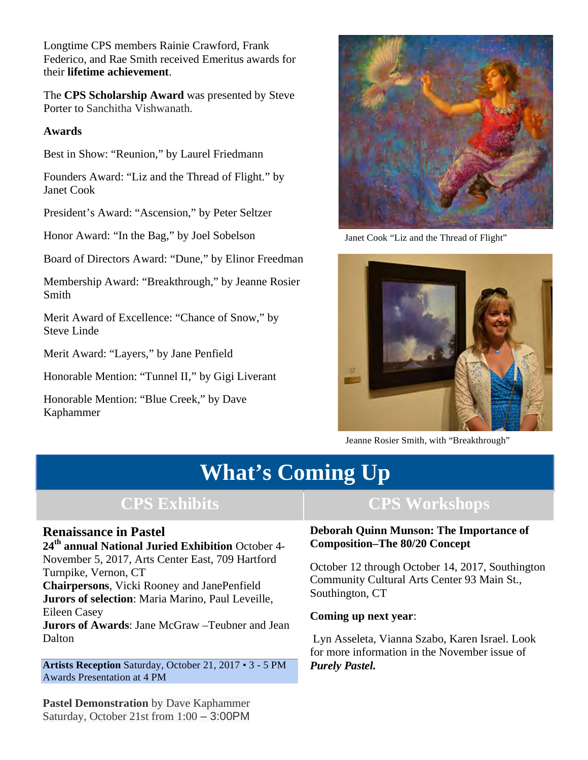Longtime CPS members Rainie Crawford, Frank Federico, and Rae Smith received Emeritus awards for their **lifetime achievement**.

The **CPS Scholarship Award** was presented by Steve Porter to Sanchitha Vishwanath.

**Awards**

Best in Show: "Reunion," by Laurel Friedmann

Founders Award: "Liz and the Thread of Flight." by Janet Cook

President's Award: "Ascension," by Peter Seltzer

Honor Award: "In the Bag," by Joel Sobelson

Board of Directors Award: "Dune," by Elinor Freedman

Membership Award: "Breakthrough," by Jeanne Rosier Smith

Merit Award of Excellence: "Chance of Snow," by Steve Linde

Merit Award: "Layers," by Jane Penfield

Honorable Mention: "Tunnel II," by Gigi Liverant

Honorable Mention: "Blue Creek," by Dave Kaphammer

Janet Cook "Liz and the Thread of Flight"

Jeanne Rosier Smith, with "Breakthrough"

# What's Coming Up

## CPS Exhibits

### Renaissance in Pastel

**24th annual National Juried Exhibition** October 4-November 5, 2017, Arts Center East, 709 Hartford Turnpike, Vernon, CT
**Chairpersons**, Vicki Rooney and JanePenfield
**Jurors of selection**: Maria Marino, Paul Leveille, Eileen Casey
**Jurors of Awards**: Jane McGraw –Teubner and Jean Dalton

**Artists Reception** Saturday, October 21, 2017 • 3 - 5 PM
Awards Presentation at 4 PM

**Pastel Demonstration** by Dave Kaphammer
Saturday, October 21st from 1:00 – 3:00PM

## CPS Workshops

**Deborah Quinn Munson: The Importance of Composition–The 80/20 Concept**

October 12 through October 14, 2017, Southington Community Cultural Arts Center 93 Main St., Southington, CT

**Coming up next year**:

Lyn Asseleta, Vianna Szabo, Karen Israel. Look for more information in the November issue of ***Purely Pastel.***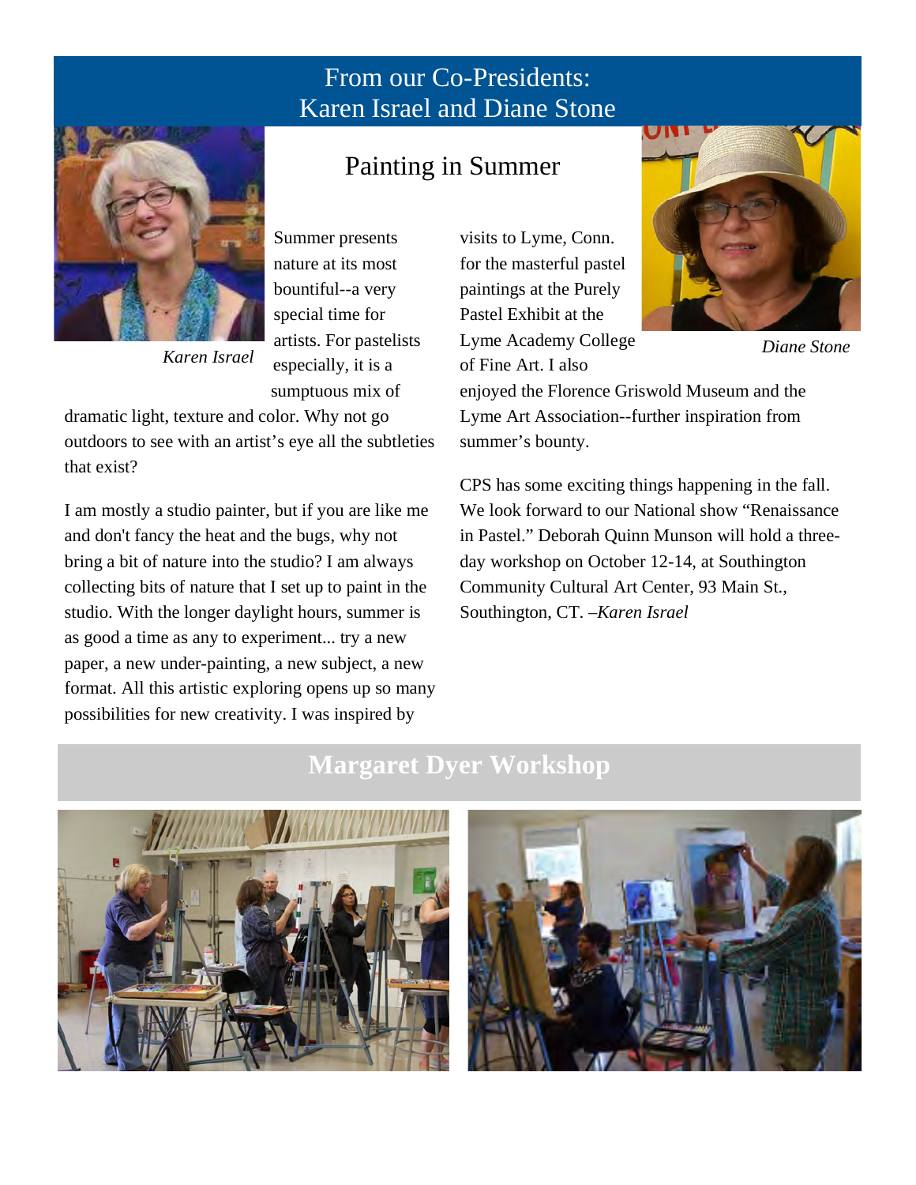## From our Co-Presidents: Karen Israel and Diane Stone

*Karen Israel*

*Diane Stone*

### Painting in Summer

Summer presents nature at its most bountiful--a very special time for artists. For pastelists especially, it is a sumptuous mix of dramatic light, texture and color. Why not go outdoors to see with an artist's eye all the subtleties that exist?

I am mostly a studio painter, but if you are like me and don't fancy the heat and the bugs, why not bring a bit of nature into the studio? I am always collecting bits of nature that I set up to paint in the studio. With the longer daylight hours, summer is as good a time as any to experiment... try a new paper, a new under-painting, a new subject, a new format. All this artistic exploring opens up so many possibilities for new creativity. I was inspired by visits to Lyme, Conn. for the masterful pastel paintings at the Purely Pastel Exhibit at the Lyme Academy College of Fine Art. I also enjoyed the Florence Griswold Museum and the Lyme Art Association--further inspiration from summer's bounty.

CPS has some exciting things happening in the fall. We look forward to our National show "Renaissance in Pastel." Deborah Quinn Munson will hold a three-day workshop on October 12-14, at Southington Community Cultural Art Center, 93 Main St., Southington, CT. –*Karen Israel*

## Margaret Dyer Workshop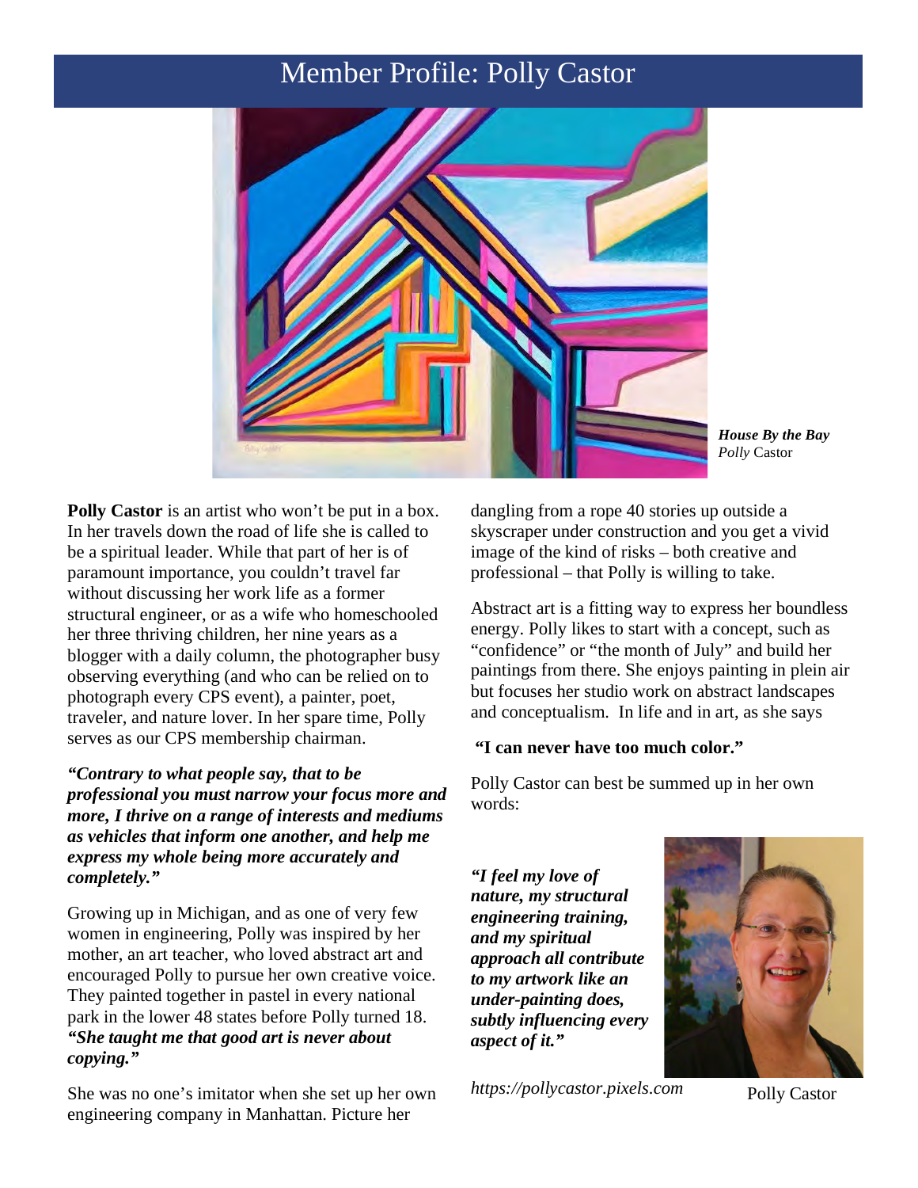# Member Profile: Polly Castor

***House By the Bay***
*Polly* Castor

**Polly Castor** is an artist who won't be put in a box. In her travels down the road of life she is called to be a spiritual leader. While that part of her is of paramount importance, you couldn't travel far without discussing her work life as a former structural engineer, or as a wife who homeschooled her three thriving children, her nine years as a blogger with a daily column, the photographer busy observing everything (and who can be relied on to photograph every CPS event), a painter, poet, traveler, and nature lover. In her spare time, Polly serves as our CPS membership chairman.

***"Contrary to what people say, that to be professional you must narrow your focus more and more, I thrive on a range of interests and mediums as vehicles that inform one another, and help me express my whole being more accurately and completely."***

Growing up in Michigan, and as one of very few women in engineering, Polly was inspired by her mother, an art teacher, who loved abstract art and encouraged Polly to pursue her own creative voice. They painted together in pastel in every national park in the lower 48 states before Polly turned 18. ***"She taught me that good art is never about copying."***

She was no one's imitator when she set up her own engineering company in Manhattan. Picture her dangling from a rope 40 stories up outside a skyscraper under construction and you get a vivid image of the kind of risks – both creative and professional – that Polly is willing to take.

Abstract art is a fitting way to express her boundless energy. Polly likes to start with a concept, such as "confidence" or "the month of July" and build her paintings from there. She enjoys painting in plein air but focuses her studio work on abstract landscapes and conceptualism. In life and in art, as she says

**"I can never have too much color."**

Polly Castor can best be summed up in her own words:

***"I feel my love of nature, my structural engineering training, and my spiritual approach all contribute to my artwork like an under-painting does, subtly influencing every aspect of it."***

*https://pollycastor.pixels.com*

Polly Castor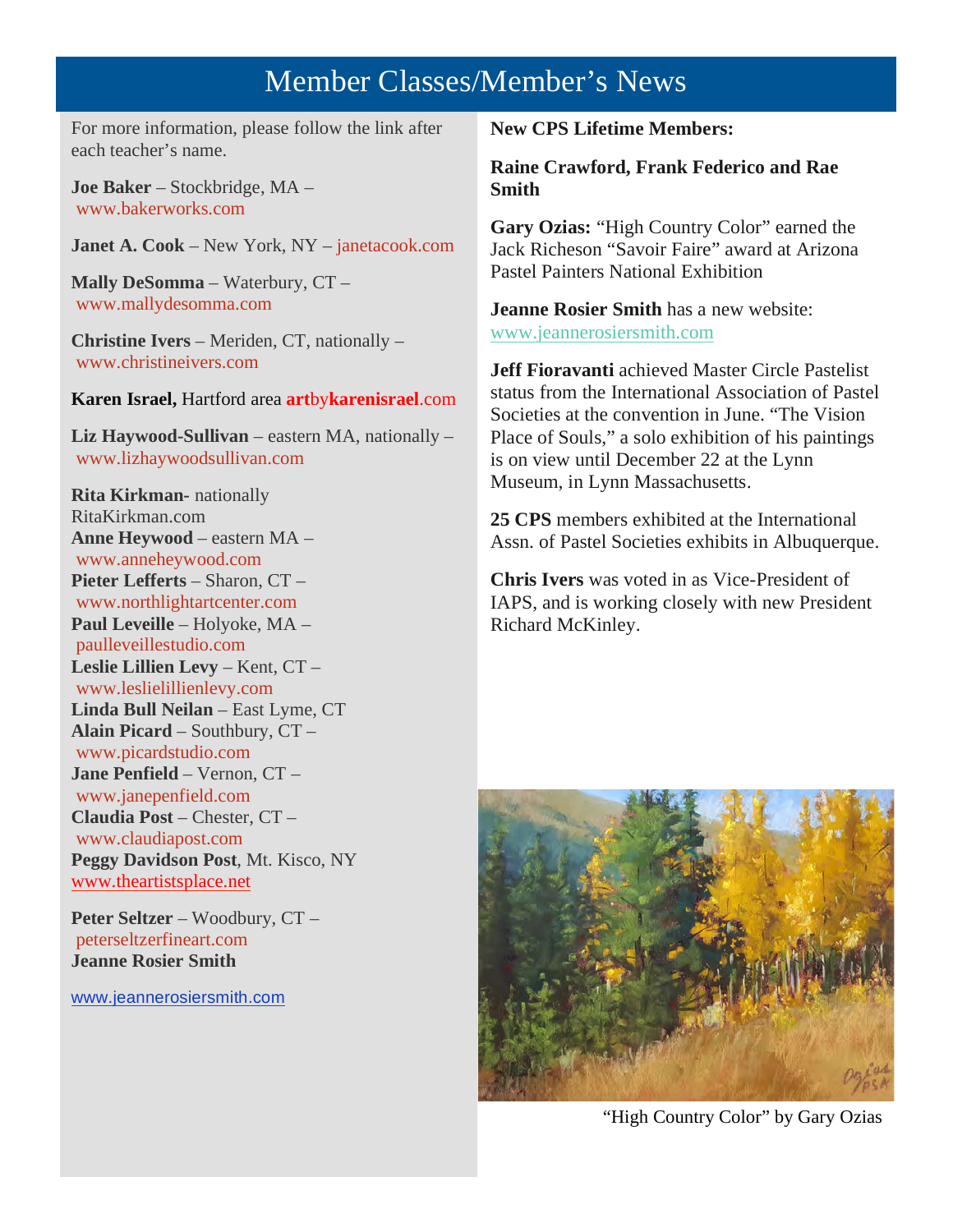# Member Classes/Member's News

For more information, please follow the link after each teacher's name.

**Joe Baker** – Stockbridge, MA – www.bakerworks.com

**Janet A. Cook** – New York, NY – janetacook.com

**Mally DeSomma** – Waterbury, CT – www.mallydesomma.com

**Christine Ivers** – Meriden, CT, nationally – www.christineivers.com

**Karen Israel,** Hartford area **art**by**karenisrael**.com

**Liz Haywood-Sullivan** – eastern MA, nationally – www.lizhaywoodsullivan.com

**Rita Kirkman**- nationally RitaKirkman.com
**Anne Heywood** – eastern MA – www.anneheywood.com
**Pieter Lefferts** – Sharon, CT – www.northlightartcenter.com
**Paul Leveille** – Holyoke, MA – paulleveillestudio.com
**Leslie Lillien Levy** – Kent, CT – www.leslielillienlevy.com
**Linda Bull Neilan** – East Lyme, CT
**Alain Picard** – Southbury, CT – www.picardstudio.com
**Jane Penfield** – Vernon, CT – www.janepenfield.com
**Claudia Post** – Chester, CT – www.claudiapost.com
**Peggy Davidson Post**, Mt. Kisco, NY www.theartistsplace.net

**Peter Seltzer** – Woodbury, CT – peterseltzerfineart.com
**Jeanne Rosier Smith**

www.jeannerosiersmith.com

**New CPS Lifetime Members:**

**Raine Crawford, Frank Federico and Rae Smith**

**Gary Ozias:** "High Country Color" earned the Jack Richeson "Savoir Faire" award at Arizona Pastel Painters National Exhibition

**Jeanne Rosier Smith** has a new website: www.jeannerosiersmith.com

**Jeff Fioravanti** achieved Master Circle Pastelist status from the International Association of Pastel Societies at the convention in June. "The Vision Place of Souls," a solo exhibition of his paintings is on view until December 22 at the Lynn Museum, in Lynn Massachusetts.

**25 CPS** members exhibited at the International Assn. of Pastel Societies exhibits in Albuquerque.

**Chris Ivers** was voted in as Vice-President of IAPS, and is working closely with new President Richard McKinley.

"High Country Color" by Gary Ozias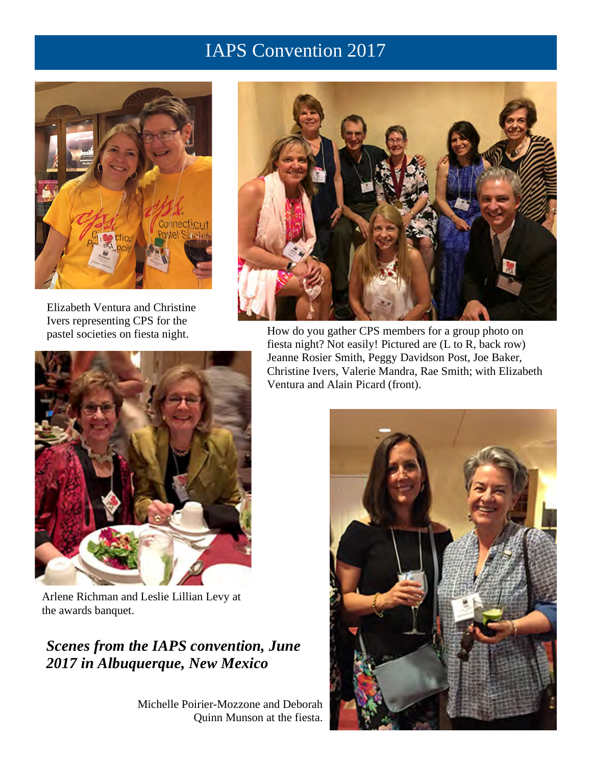# IAPS Convention 2017

Elizabeth Ventura and Christine Ivers representing CPS for the pastel societies on fiesta night.

How do you gather CPS members for a group photo on fiesta night? Not easily! Pictured are (L to R, back row) Jeanne Rosier Smith, Peggy Davidson Post, Joe Baker, Christine Ivers, Valerie Mandra, Rae Smith; with Elizabeth Ventura and Alain Picard (front).

Arlene Richman and Leslie Lillian Levy at the awards banquet.

***Scenes from the IAPS convention, June 2017 in Albuquerque, New Mexico***

Michelle Poirier-Mozzone and Deborah Quinn Munson at the fiesta.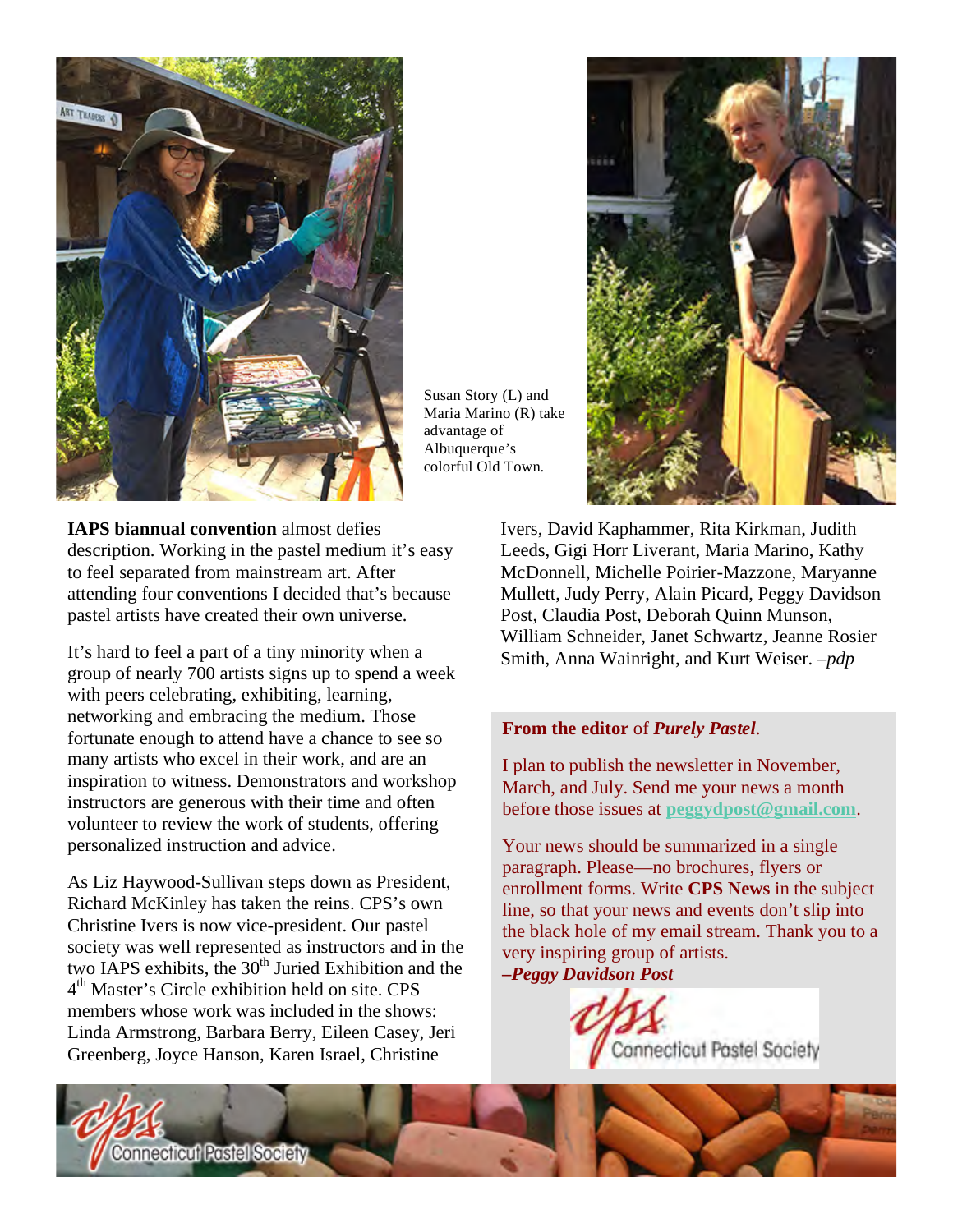Susan Story (L) and Maria Marino (R) take advantage of Albuquerque's colorful Old Town.

**IAPS biannual convention** almost defies description. Working in the pastel medium it's easy to feel separated from mainstream art. After attending four conventions I decided that's because pastel artists have created their own universe.

It's hard to feel a part of a tiny minority when a group of nearly 700 artists signs up to spend a week with peers celebrating, exhibiting, learning, networking and embracing the medium. Those fortunate enough to attend have a chance to see so many artists who excel in their work, and are an inspiration to witness. Demonstrators and workshop instructors are generous with their time and often volunteer to review the work of students, offering personalized instruction and advice.

As Liz Haywood-Sullivan steps down as President, Richard McKinley has taken the reins. CPS's own Christine Ivers is now vice-president. Our pastel society was well represented as instructors and in the two IAPS exhibits, the 30th Juried Exhibition and the 4th Master's Circle exhibition held on site. CPS members whose work was included in the shows: Linda Armstrong, Barbara Berry, Eileen Casey, Jeri Greenberg, Joyce Hanson, Karen Israel, Christine Ivers, David Kaphammer, Rita Kirkman, Judith Leeds, Gigi Horr Liverant, Maria Marino, Kathy McDonnell, Michelle Poirier-Mazzone, Maryanne Mullett, Judy Perry, Alain Picard, Peggy Davidson Post, Claudia Post, Deborah Quinn Munson, William Schneider, Janet Schwartz, Jeanne Rosier Smith, Anna Wainright, and Kurt Weiser. *–pdp*

**From the editor** of ***Purely Pastel***.

I plan to publish the newsletter in November, March, and July. Send me your news a month before those issues at **peggydpost@gmail.com**.

Your news should be summarized in a single paragraph. Please—no brochures, flyers or enrollment forms. Write **CPS News** in the subject line, so that your news and events don't slip into the black hole of my email stream. Thank you to a very inspiring group of artists.

***–Peggy Davidson Post***

cps Connecticut Pastel Society